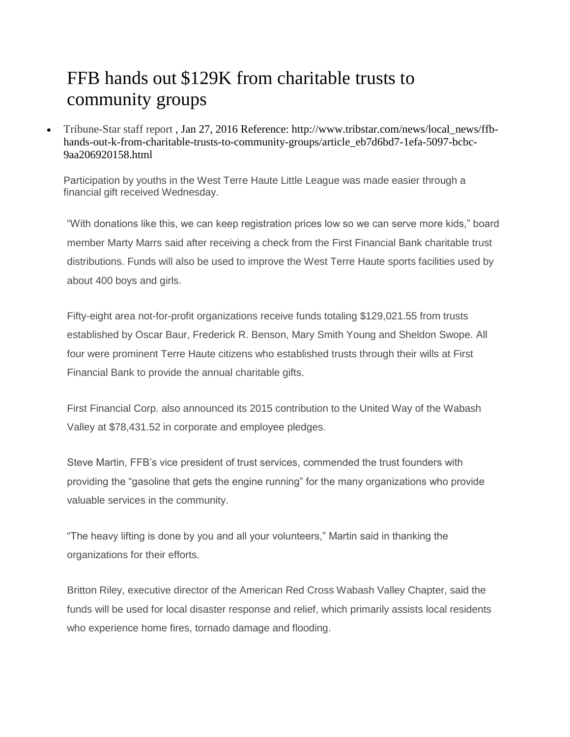# FFB hands out $129K from charitable trusts to community groups

- Tribune-Star staff report , Jan 27, 2016 Reference: http://www.tribstar.com/news/local_news/ffb-hands-out-k-from-charitable-trusts-to-community-groups/article_eb7d6bd7-1efa-5097-bcbc-9aa206920158.html

Participation by youths in the West Terre Haute Little League was made easier through a financial gift received Wednesday.

"With donations like this, we can keep registration prices low so we can serve more kids," board member Marty Marrs said after receiving a check from the First Financial Bank charitable trust distributions. Funds will also be used to improve the West Terre Haute sports facilities used by about 400 boys and girls.

Fifty-eight area not-for-profit organizations receive funds totaling $129,021.55 from trusts established by Oscar Baur, Frederick R. Benson, Mary Smith Young and Sheldon Swope. All four were prominent Terre Haute citizens who established trusts through their wills at First Financial Bank to provide the annual charitable gifts.

First Financial Corp. also announced its 2015 contribution to the United Way of the Wabash Valley at $78,431.52 in corporate and employee pledges.

Steve Martin, FFB's vice president of trust services, commended the trust founders with providing the "gasoline that gets the engine running" for the many organizations who provide valuable services in the community.

"The heavy lifting is done by you and all your volunteers," Martin said in thanking the organizations for their efforts.

Britton Riley, executive director of the American Red Cross Wabash Valley Chapter, said the funds will be used for local disaster response and relief, which primarily assists local residents who experience home fires, tornado damage and flooding.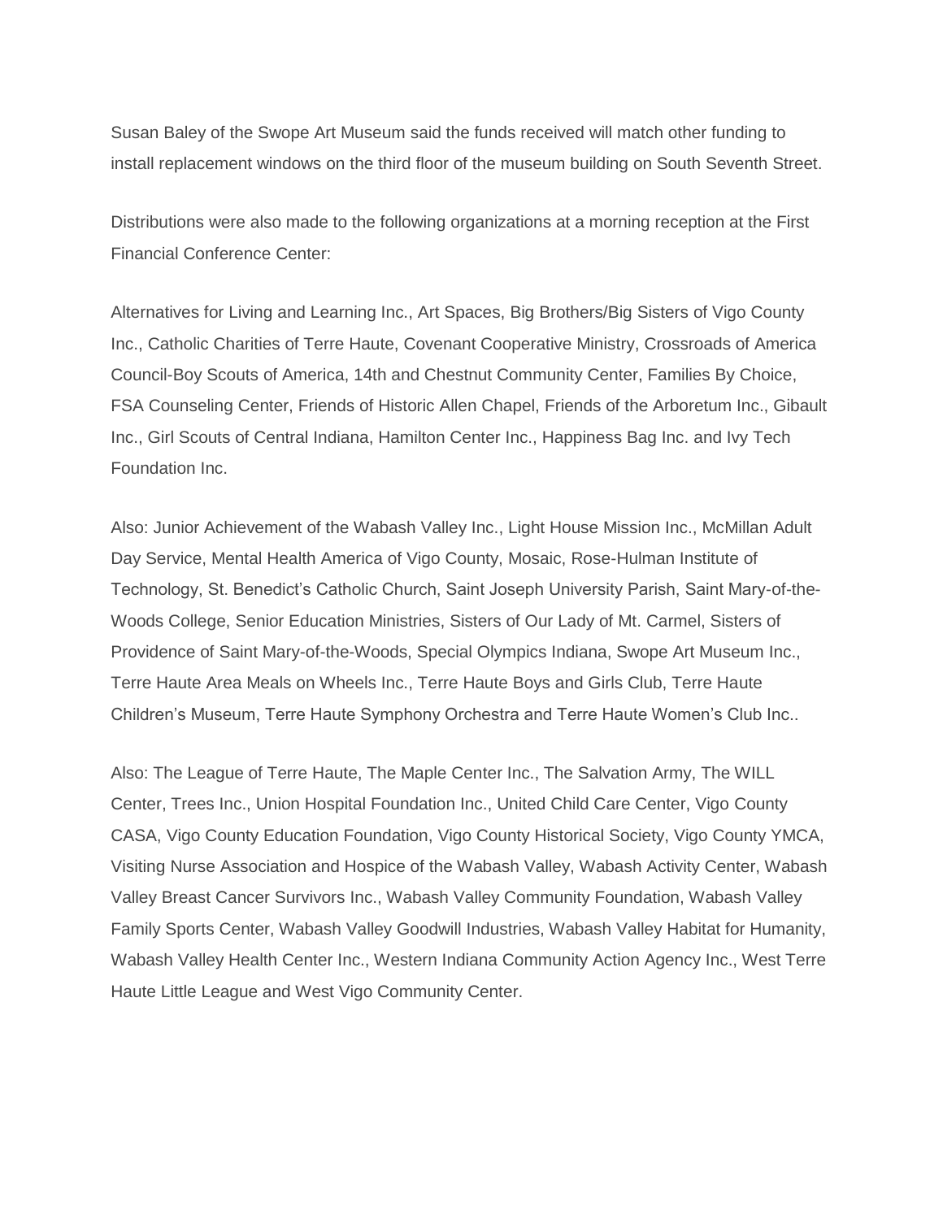Susan Baley of the Swope Art Museum said the funds received will match other funding to install replacement windows on the third floor of the museum building on South Seventh Street.

Distributions were also made to the following organizations at a morning reception at the First Financial Conference Center:

Alternatives for Living and Learning Inc., Art Spaces, Big Brothers/Big Sisters of Vigo County Inc., Catholic Charities of Terre Haute, Covenant Cooperative Ministry, Crossroads of America Council-Boy Scouts of America, 14th and Chestnut Community Center, Families By Choice, FSA Counseling Center, Friends of Historic Allen Chapel, Friends of the Arboretum Inc., Gibault Inc., Girl Scouts of Central Indiana, Hamilton Center Inc., Happiness Bag Inc. and Ivy Tech Foundation Inc.

Also: Junior Achievement of the Wabash Valley Inc., Light House Mission Inc., McMillan Adult Day Service, Mental Health America of Vigo County, Mosaic, Rose-Hulman Institute of Technology, St. Benedict's Catholic Church, Saint Joseph University Parish, Saint Mary-of-the-Woods College, Senior Education Ministries, Sisters of Our Lady of Mt. Carmel, Sisters of Providence of Saint Mary-of-the-Woods, Special Olympics Indiana, Swope Art Museum Inc., Terre Haute Area Meals on Wheels Inc., Terre Haute Boys and Girls Club, Terre Haute Children's Museum, Terre Haute Symphony Orchestra and Terre Haute Women's Club Inc..

Also: The League of Terre Haute, The Maple Center Inc., The Salvation Army, The WILL Center, Trees Inc., Union Hospital Foundation Inc., United Child Care Center, Vigo County CASA, Vigo County Education Foundation, Vigo County Historical Society, Vigo County YMCA, Visiting Nurse Association and Hospice of the Wabash Valley, Wabash Activity Center, Wabash Valley Breast Cancer Survivors Inc., Wabash Valley Community Foundation, Wabash Valley Family Sports Center, Wabash Valley Goodwill Industries, Wabash Valley Habitat for Humanity, Wabash Valley Health Center Inc., Western Indiana Community Action Agency Inc., West Terre Haute Little League and West Vigo Community Center.